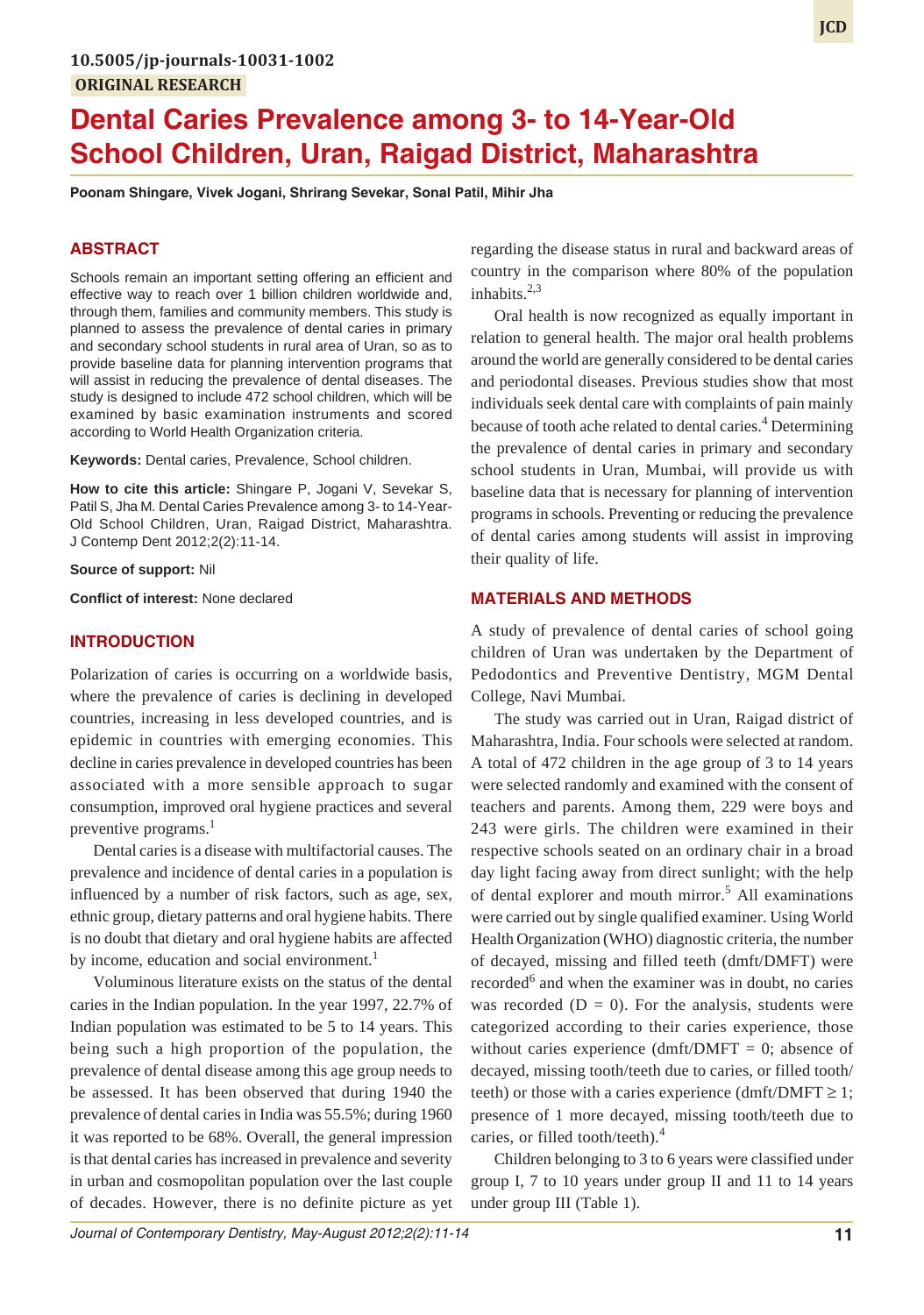10.5005/jp-journals-10031-1002

**ORIGINAL RESEARCH**

# Dental Caries Prevalence among 3- to 14-Year-Old School Children, Uran, Raigad District, Maharashtra

**Poonam Shingare, Vivek Jogani, Shrirang Sevekar, Sonal Patil, Mihir Jha**

## ABSTRACT

Schools remain an important setting offering an efficient and effective way to reach over 1 billion children worldwide and, through them, families and community members. This study is planned to assess the prevalence of dental caries in primary and secondary school students in rural area of Uran, so as to provide baseline data for planning intervention programs that will assist in reducing the prevalence of dental diseases. The study is designed to include 472 school children, which will be examined by basic examination instruments and scored according to World Health Organization criteria.

**Keywords:** Dental caries, Prevalence, School children.

**How to cite this article:** Shingare P, Jogani V, Sevekar S, Patil S, Jha M. Dental Caries Prevalence among 3- to 14-Year-Old School Children, Uran, Raigad District, Maharashtra. J Contemp Dent 2012;2(2):11-14.

**Source of support:** Nil

**Conflict of interest:** None declared

## INTRODUCTION

Polarization of caries is occurring on a worldwide basis, where the prevalence of caries is declining in developed countries, increasing in less developed countries, and is epidemic in countries with emerging economies. This decline in caries prevalence in developed countries has been associated with a more sensible approach to sugar consumption, improved oral hygiene practices and several preventive programs.[1]

Dental caries is a disease with multifactorial causes. The prevalence and incidence of dental caries in a population is influenced by a number of risk factors, such as age, sex, ethnic group, dietary patterns and oral hygiene habits. There is no doubt that dietary and oral hygiene habits are affected by income, education and social environment.[1]

Voluminous literature exists on the status of the dental caries in the Indian population. In the year 1997, 22.7% of Indian population was estimated to be 5 to 14 years. This being such a high proportion of the population, the prevalence of dental disease among this age group needs to be assessed. It has been observed that during 1940 the prevalence of dental caries in India was 55.5%; during 1960 it was reported to be 68%. Overall, the general impression is that dental caries has increased in prevalence and severity in urban and cosmopolitan population over the last couple of decades. However, there is no definite picture as yet regarding the disease status in rural and backward areas of country in the comparison where 80% of the population inhabits.[2,3]

Oral health is now recognized as equally important in relation to general health. The major oral health problems around the world are generally considered to be dental caries and periodontal diseases. Previous studies show that most individuals seek dental care with complaints of pain mainly because of tooth ache related to dental caries.[4] Determining the prevalence of dental caries in primary and secondary school students in Uran, Mumbai, will provide us with baseline data that is necessary for planning of intervention programs in schools. Preventing or reducing the prevalence of dental caries among students will assist in improving their quality of life.

## MATERIALS AND METHODS

A study of prevalence of dental caries of school going children of Uran was undertaken by the Department of Pedodontics and Preventive Dentistry, MGM Dental College, Navi Mumbai.

The study was carried out in Uran, Raigad district of Maharashtra, India. Four schools were selected at random. A total of 472 children in the age group of 3 to 14 years were selected randomly and examined with the consent of teachers and parents. Among them, 229 were boys and 243 were girls. The children were examined in their respective schools seated on an ordinary chair in a broad day light facing away from direct sunlight; with the help of dental explorer and mouth mirror.[5] All examinations were carried out by single qualified examiner. Using World Health Organization (WHO) diagnostic criteria, the number of decayed, missing and filled teeth (dmft/DMFT) were recorded[6] and when the examiner was in doubt, no caries was recorded (D = 0). For the analysis, students were categorized according to their caries experience, those without caries experience (dmft/DMFT = 0; absence of decayed, missing tooth/teeth due to caries, or filled tooth/teeth) or those with a caries experience (dmft/DMFT $\geq$ 1; presence of 1 more decayed, missing tooth/teeth due to caries, or filled tooth/teeth).[4]

Children belonging to 3 to 6 years were classified under group I, 7 to 10 years under group II and 11 to 14 years under group III (Table 1).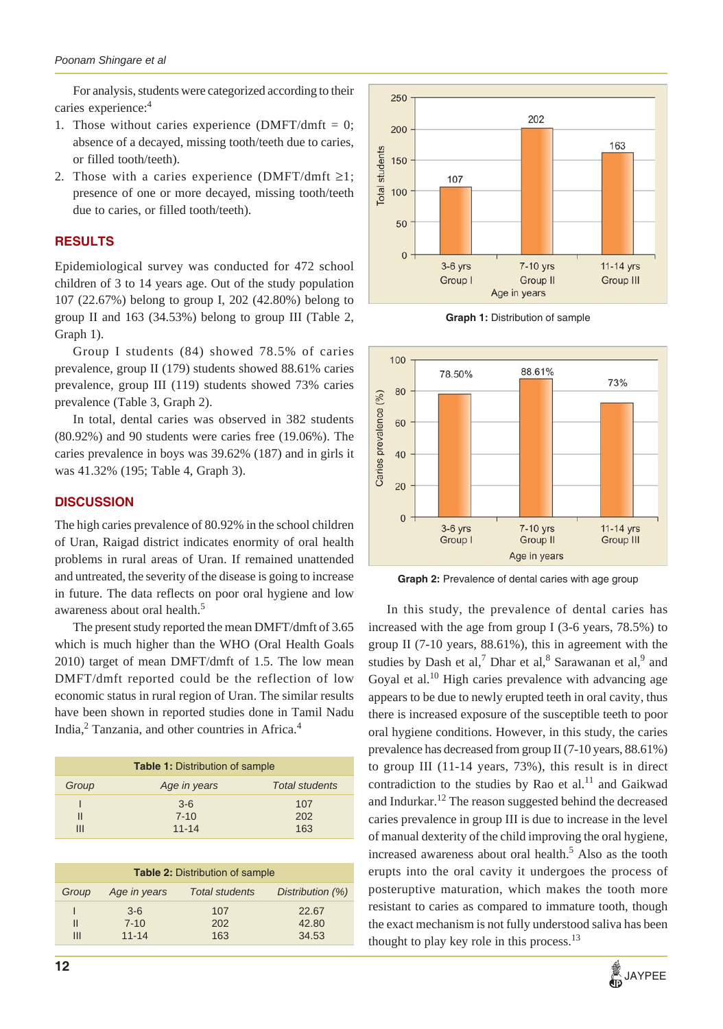For analysis, students were categorized according to their caries experience:[4]

1. Those without caries experience (DMFT/dmft = 0; absence of a decayed, missing tooth/teeth due to caries, or filled tooth/teeth).
2. Those with a caries experience (DMFT/dmft ≥1; presence of one or more decayed, missing tooth/teeth due to caries, or filled tooth/teeth).

## RESULTS

Epidemiological survey was conducted for 472 school children of 3 to 14 years age. Out of the study population 107 (22.67%) belong to group I, 202 (42.80%) belong to group II and 163 (34.53%) belong to group III (Table 2, Graph 1).

Group I students (84) showed 78.5% of caries prevalence, group II (179) students showed 88.61% caries prevalence, group III (119) students showed 73% caries prevalence (Table 3, Graph 2).

In total, dental caries was observed in 382 students (80.92%) and 90 students were caries free (19.06%). The caries prevalence in boys was 39.62% (187) and in girls it was 41.32% (195; Table 4, Graph 3).

## DISCUSSION

The high caries prevalence of 80.92% in the school children of Uran, Raigad district indicates enormity of oral health problems in rural areas of Uran. If remained unattended and untreated, the severity of the disease is going to increase in future. The data reflects on poor oral hygiene and low awareness about oral health.[5]

The present study reported the mean DMFT/dmft of 3.65 which is much higher than the WHO (Oral Health Goals 2010) target of mean DMFT/dmft of 1.5. The low mean DMFT/dmft reported could be the reflection of low economic status in rural region of Uran. The similar results have been shown in reported studies done in Tamil Nadu India,[2] Tanzania, and other countries in Africa.[4]

**Table 1:** Distribution of sample

| *Group* | *Age in years* | *Total students* |
|---|---|---|
| I | 3-6 | 107 |
| II | 7-10 | 202 |
| III | 11-14 | 163 |

**Table 2:** Distribution of sample

| *Group* | *Age in years* | *Total students* | *Distribution (%)* |
|---|---|---|---|
| I | 3-6 | 107 | 22.67 |
| II | 7-10 | 202 | 42.80 |
| III | 11-14 | 163 | 34.53 |

**Graph 1:** Distribution of sample

**Graph 2:** Prevalence of dental caries with age group

In this study, the prevalence of dental caries has increased with the age from group I (3-6 years, 78.5%) to group II (7-10 years, 88.61%), this in agreement with the studies by Dash et al,[7] Dhar et al,[8] Sarawanan et al,[9] and Goyal et al.[10] High caries prevalence with advancing age appears to be due to newly erupted teeth in oral cavity, thus there is increased exposure of the susceptible teeth to poor oral hygiene conditions. However, in this study, the caries prevalence has decreased from group II (7-10 years, 88.61%) to group III (11-14 years, 73%), this result is in direct contradiction to the studies by Rao et al.[11] and Gaikwad and Indurkar.[12] The reason suggested behind the decreased caries prevalence in group III is due to increase in the level of manual dexterity of the child improving the oral hygiene, increased awareness about oral health.[5] Also as the tooth erupts into the oral cavity it undergoes the process of posteruptive maturation, which makes the tooth more resistant to caries as compared to immature tooth, though the exact mechanism is not fully understood saliva has been thought to play key role in this process.[13]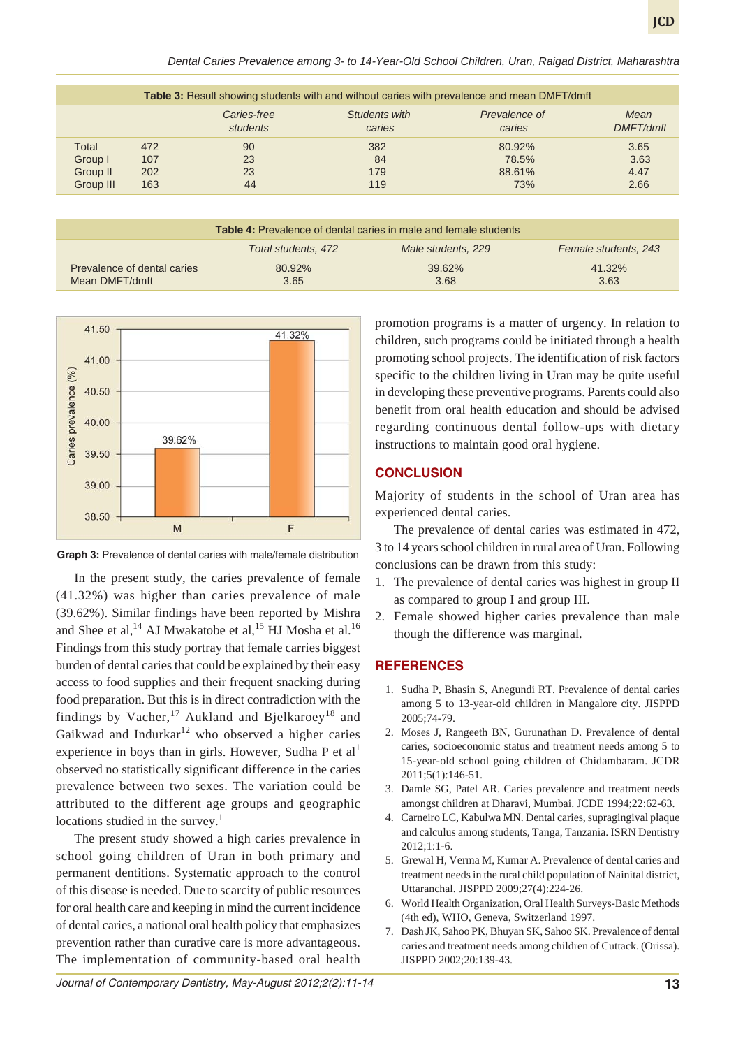**Table 3:** Result showing students with and without caries with prevalence and mean DMFT/dmft

| | | Caries-free students | Students with caries | Prevalence of caries | Mean DMFT/dmft |
|---|---|---|---|---|---|
| Total | 472 | 90 | 382 | 80.92% | 3.65 |
| Group I | 107 | 23 | 84 | 78.5% | 3.63 |
| Group II | 202 | 23 | 179 | 88.61% | 4.47 |
| Group III | 163 | 44 | 119 | 73% | 2.66 |

**Table 4:** Prevalence of dental caries in male and female students

| | Total students, 472 | Male students, 229 | Female students, 243 |
|---|---|---|---|
| Prevalence of dental caries | 80.92% | 39.62% | 41.32% |
| Mean DMFT/dmft | 3.65 | 3.68 | 3.63 |

**Graph 3:** Prevalence of dental caries with male/female distribution

In the present study, the caries prevalence of female (41.32%) was higher than caries prevalence of male (39.62%). Similar findings have been reported by Mishra and Shee et al,[14] AJ Mwakatobe et al,[15] HJ Mosha et al.[16] Findings from this study portray that female carries biggest burden of dental caries that could be explained by their easy access to food supplies and their frequent snacking during food preparation. But this is in direct contradiction with the findings by Vacher,[17] Aukland and Bjelkaroey[18] and Gaikwad and Indurkar[12] who observed a higher caries experience in boys than in girls. However, Sudha P et al[1] observed no statistically significant difference in the caries prevalence between two sexes. The variation could be attributed to the different age groups and geographic locations studied in the survey.[1]

The present study showed a high caries prevalence in school going children of Uran in both primary and permanent dentitions. Systematic approach to the control of this disease is needed. Due to scarcity of public resources for oral health care and keeping in mind the current incidence of dental caries, a national oral health policy that emphasizes prevention rather than curative care is more advantageous. The implementation of community-based oral health promotion programs is a matter of urgency. In relation to children, such programs could be initiated through a health promoting school projects. The identification of risk factors specific to the children living in Uran may be quite useful in developing these preventive programs. Parents could also benefit from oral health education and should be advised regarding continuous dental follow-ups with dietary instructions to maintain good oral hygiene.

## CONCLUSION

Majority of students in the school of Uran area has experienced dental caries.

The prevalence of dental caries was estimated in 472, 3 to 14 years school children in rural area of Uran. Following conclusions can be drawn from this study:

1. The prevalence of dental caries was highest in group II as compared to group I and group III.
2. Female showed higher caries prevalence than male though the difference was marginal.

## REFERENCES

1. Sudha P, Bhasin S, Anegundi RT. Prevalence of dental caries among 5 to 13-year-old children in Mangalore city. JISPPD 2005;74-79.
2. Moses J, Rangeeth BN, Gurunathan D. Prevalence of dental caries, socioeconomic status and treatment needs among 5 to 15-year-old school going children of Chidambaram. JCDR 2011;5(1):146-51.
3. Damle SG, Patel AR. Caries prevalence and treatment needs amongst children at Dharavi, Mumbai. JCDE 1994;22:62-63.
4. Carneiro LC, Kabulwa MN. Dental caries, supragingival plaque and calculus among students, Tanga, Tanzania. ISRN Dentistry 2012;1:1-6.
5. Grewal H, Verma M, Kumar A. Prevalence of dental caries and treatment needs in the rural child population of Nainital district, Uttaranchal. JISPPD 2009;27(4):224-26.
6. World Health Organization, Oral Health Surveys-Basic Methods (4th ed), WHO, Geneva, Switzerland 1997.
7. Dash JK, Sahoo PK, Bhuyan SK, Sahoo SK. Prevalence of dental caries and treatment needs among children of Cuttack. (Orissa). JISPPD 2002;20:139-43.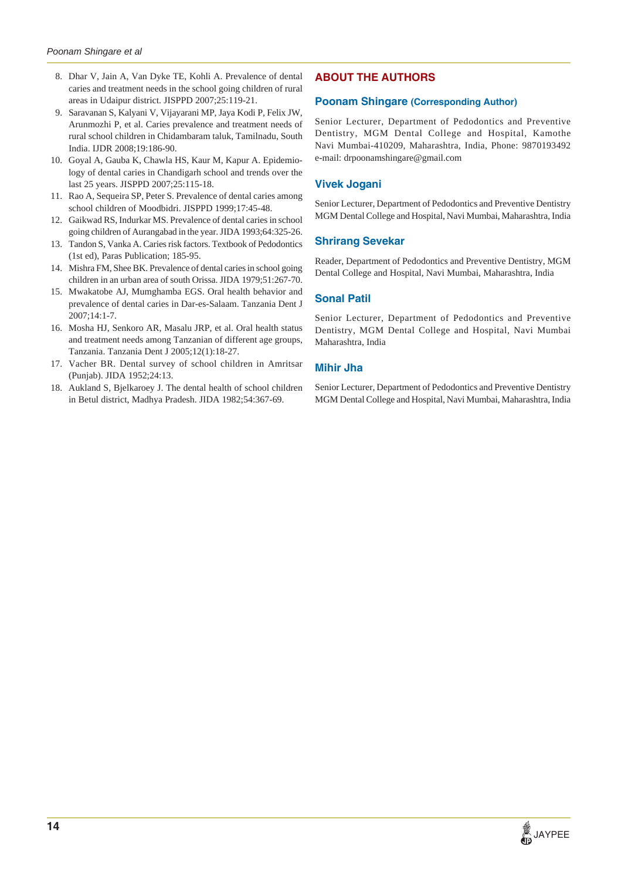8. Dhar V, Jain A, Van Dyke TE, Kohli A. Prevalence of dental caries and treatment needs in the school going children of rural areas in Udaipur district. JISPPD 2007;25:119-21.
9. Saravanan S, Kalyani V, Vijayarani MP, Jaya Kodi P, Felix JW, Arunmozhi P, et al. Caries prevalence and treatment needs of rural school children in Chidambaram taluk, Tamilnadu, South India. IJDR 2008;19:186-90.
10. Goyal A, Gauba K, Chawla HS, Kaur M, Kapur A. Epidemiology of dental caries in Chandigarh school and trends over the last 25 years. JISPPD 2007;25:115-18.
11. Rao A, Sequeira SP, Peter S. Prevalence of dental caries among school children of Moodbidri. JISPPD 1999;17:45-48.
12. Gaikwad RS, Indurkar MS. Prevalence of dental caries in school going children of Aurangabad in the year. JIDA 1993;64:325-26.
13. Tandon S, Vanka A. Caries risk factors. Textbook of Pedodontics (1st ed), Paras Publication; 185-95.
14. Mishra FM, Shee BK. Prevalence of dental caries in school going children in an urban area of south Orissa. JIDA 1979;51:267-70.
15. Mwakatobe AJ, Mumghamba EGS. Oral health behavior and prevalence of dental caries in Dar-es-Salaam. Tanzania Dent J 2007;14:1-7.
16. Mosha HJ, Senkoro AR, Masalu JRP, et al. Oral health status and treatment needs among Tanzanian of different age groups, Tanzania. Tanzania Dent J 2005;12(1):18-27.
17. Vacher BR. Dental survey of school children in Amritsar (Punjab). JIDA 1952;24:13.
18. Aukland S, Bjelkaroey J. The dental health of school children in Betul district, Madhya Pradesh. JIDA 1982;54:367-69.

## ABOUT THE AUTHORS

### Poonam Shingare (Corresponding Author)

Senior Lecturer, Department of Pedodontics and Preventive Dentistry, MGM Dental College and Hospital, Kamothe Navi Mumbai-410209, Maharashtra, India, Phone: 9870193492 e-mail: drpoonamshingare@gmail.com

### Vivek Jogani

Senior Lecturer, Department of Pedodontics and Preventive Dentistry MGM Dental College and Hospital, Navi Mumbai, Maharashtra, India

### Shrirang Sevekar

Reader, Department of Pedodontics and Preventive Dentistry, MGM Dental College and Hospital, Navi Mumbai, Maharashtra, India

### Sonal Patil

Senior Lecturer, Department of Pedodontics and Preventive Dentistry, MGM Dental College and Hospital, Navi Mumbai Maharashtra, India

### Mihir Jha

Senior Lecturer, Department of Pedodontics and Preventive Dentistry MGM Dental College and Hospital, Navi Mumbai, Maharashtra, India